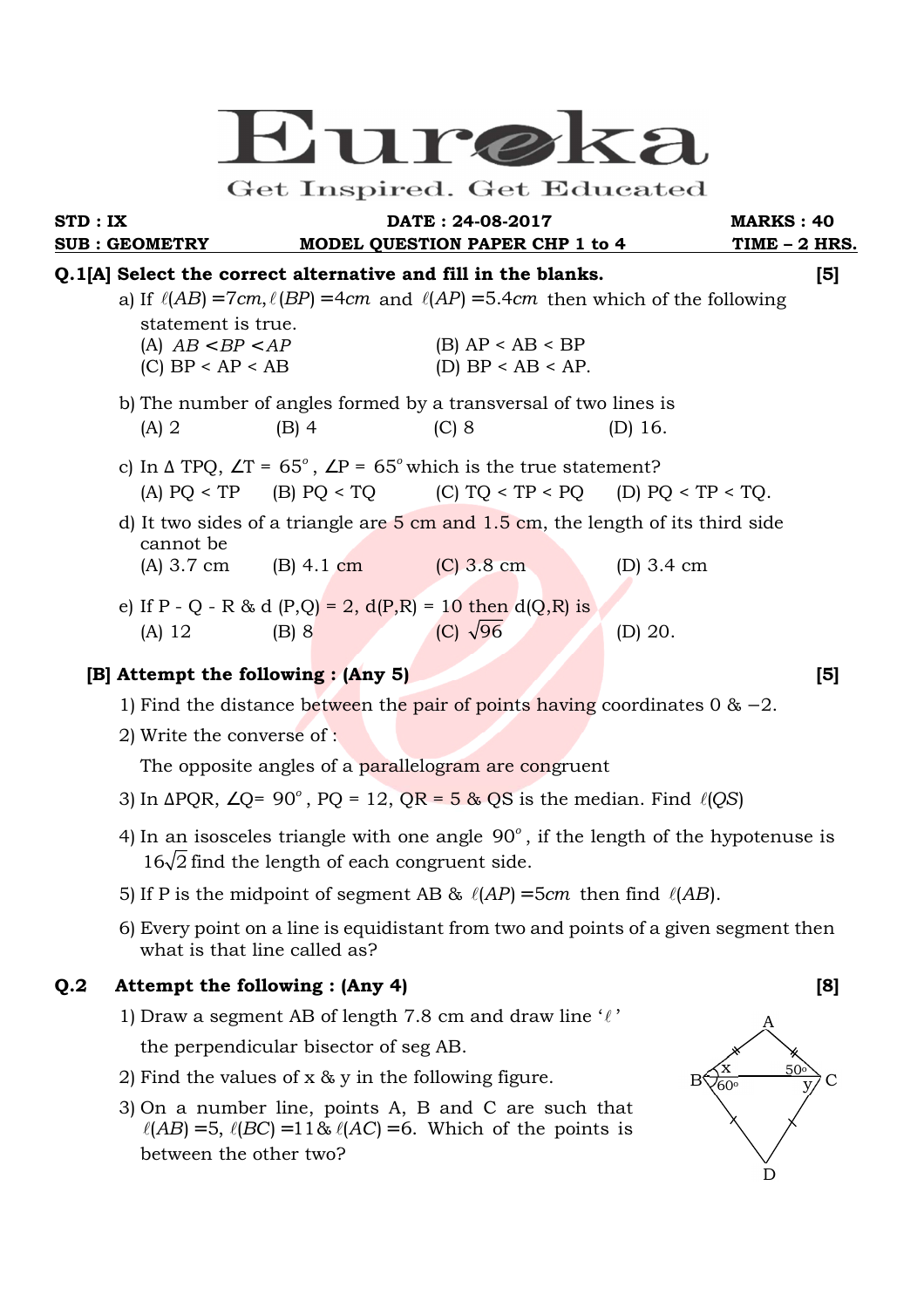# Eureka

Get Inspired. Get Educated

**STD : IX** **DATE : 24-08-2017** **MARKS : 40**

**SUB : GEOMETRY** **MODEL QUESTION PAPER CHP 1 to 4** **TIME – 2 HRS.**

**Q.1[A] Select the correct alternative and fill in the blanks.** **[5]**

a) If $\ell(AB) = 7cm, \ell(BP) = 4cm$ and $\ell(AP) = 5.4cm$ then which of the following statement is true.

(A) $AB < BP < AP$ (B) AP < AB < BP

(C) BP < AP < AB (D) BP < AB < AP.

b) The number of angles formed by a transversal of two lines is

(A) 2 (B) 4 (C) 8 (D) 16.

c) In Δ TPQ, $\angle T = 65^o$, $\angle P = 65^o$ which is the true statement?

(A) PQ < TP (B) PQ < TQ (C) TQ < TP < PQ (D) PQ < TP < TQ.

d) It two sides of a triangle are 5 cm and 1.5 cm, the length of its third side cannot be

(A) 3.7 cm (B) 4.1 cm (C) 3.8 cm (D) 3.4 cm

e) If P - Q - R & d (P,Q) = 2, d(P,R) = 10 then d(Q,R) is

(A) 12 (B) 8 (C) $\sqrt{96}$ (D) 20.

**[B] Attempt the following : (Any 5)** **[5]**

1) Find the distance between the pair of points having coordinates 0 & –2.

2) Write the converse of :

The opposite angles of a parallelogram are congruent

3) In ΔPQR, $\angle Q = 90^o$, PQ = 12, QR = 5 & QS is the median. Find $\ell(QS)$

4) In an isosceles triangle with one angle $90^o$, if the length of the hypotenuse is $16\sqrt{2}$ find the length of each congruent side.

5) If P is the midpoint of segment AB & $\ell(AP) = 5cm$ then find $\ell(AB)$.

6) Every point on a line is equidistant from two and points of a given segment then what is that line called as?

**Q.2 Attempt the following : (Any 4)** **[8]**

1) Draw a segment AB of length 7.8 cm and draw line '$\ell$' the perpendicular bisector of seg AB.

2) Find the values of x & y in the following figure.

3) On a number line, points A, B and C are such that $\ell(AB) = 5$, $\ell(BC) = 11$ & $\ell(AC) = 6$. Which of the points is between the other two?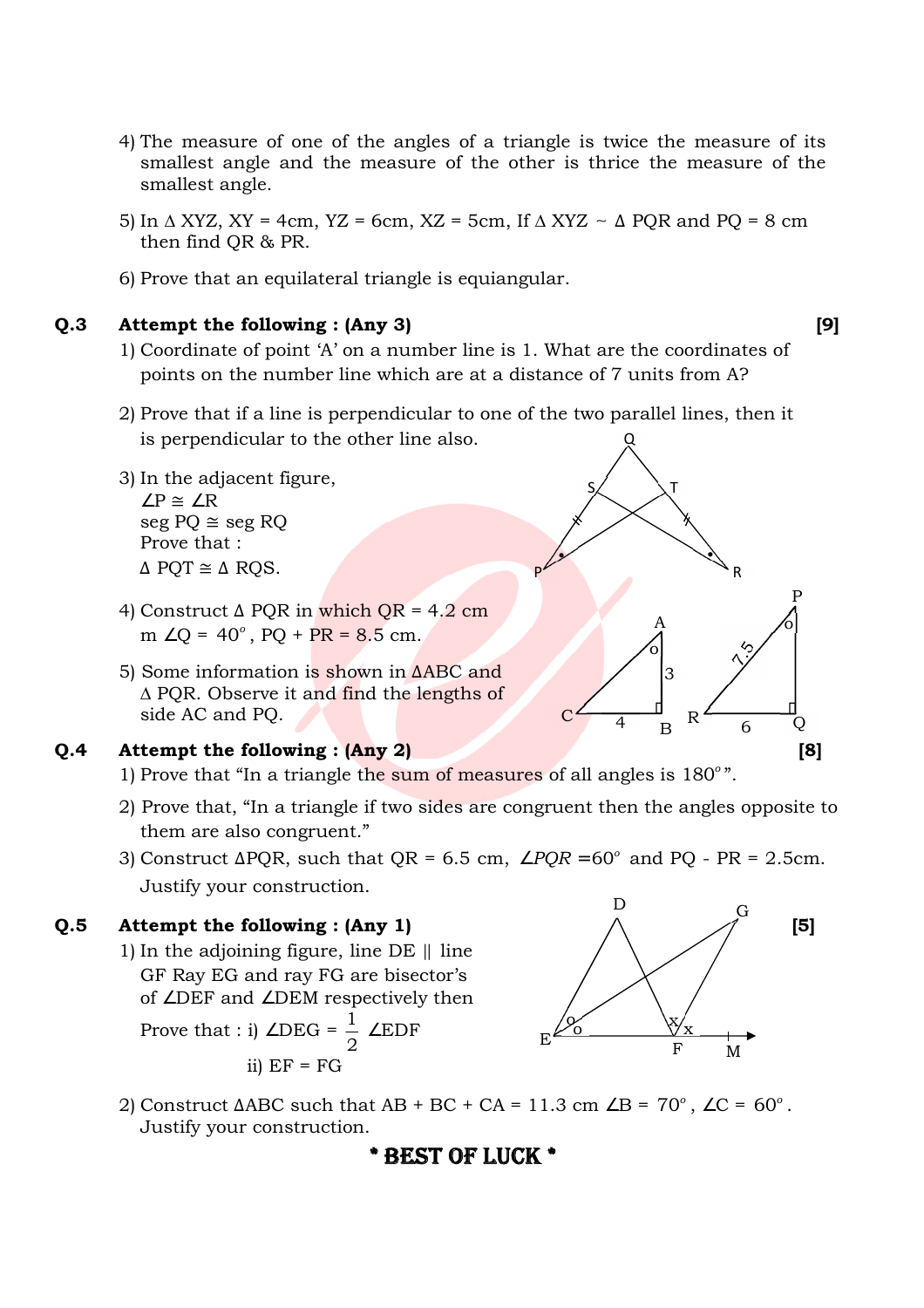4) The measure of one of the angles of a triangle is twice the measure of its smallest angle and the measure of the other is thrice the measure of the smallest angle.

5) In Δ XYZ, XY = 4cm, YZ = 6cm, XZ = 5cm, If Δ XYZ ~ Δ PQR and PQ = 8 cm then find QR & PR.

6) Prove that an equilateral triangle is equiangular.

**Q.3 Attempt the following : (Any 3)** **[9]**

1) Coordinate of point 'A' on a number line is 1. What are the coordinates of points on the number line which are at a distance of 7 units from A?

2) Prove that if a line is perpendicular to one of the two parallel lines, then it is perpendicular to the other line also.

3) In the adjacent figure,
   $\angle P \cong \angle R$
   seg PQ ≅ seg RQ
   Prove that :
   Δ PQT ≅ Δ RQS.

Q
S T
P R

4) Construct Δ PQR in which QR = 4.2 cm
   m $\angle Q = 40^{o}$, PQ + PR = 8.5 cm.

5) Some information is shown in ΔABC and Δ PQR. Observe it and find the lengths of side AC and PQ.

A
o
3
C 4 B

P
o
7.5
R 6 Q

**Q.4 Attempt the following : (Any 2)** **[8]**

1) Prove that "In a triangle the sum of measures of all angles is $180^{o}$".

2) Prove that, "In a triangle if two sides are congruent then the angles opposite to them are also congruent."

3) Construct ΔPQR, such that QR = 6.5 cm, $\angle PQR = 60^{o}$ and PQ - PR = 2.5cm. Justify your construction.

**Q.5 Attempt the following : (Any 1)** **[5]**

1) In the adjoining figure, line DE || line GF Ray EG and ray FG are bisector's of ∠DEF and ∠DEM respectively then

   Prove that : i) $\angle DEG = \frac{1}{2} \angle EDF$

   ii) EF = FG

D G
o
E o x x
F M

2) Construct ΔABC such that AB + BC + CA = 11.3 cm $\angle B = 70^{o}$, $\angle C = 60^{o}$. Justify your construction.

**\* BEST OF LUCK \***